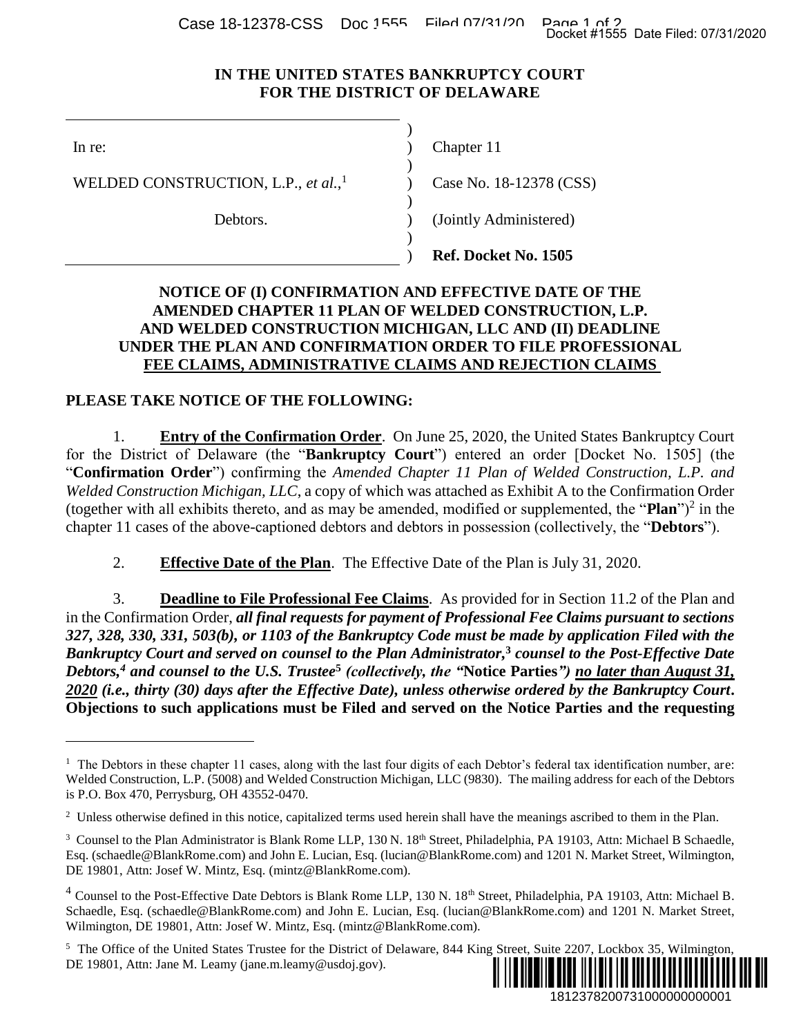# IN THE UNITED STATES BANKRUPTCY COURT FOR THE DISTRICT OF DELAWARE

| | |
|---|---|
| In re: | Chapter 11 |
| WELDED CONSTRUCTION, L.P., *et al.*,[1] | Case No. 18-12378 (CSS) |
| Debtors. | (Jointly Administered) |
| | **Ref. Docket No. 1505** |

## NOTICE OF (I) CONFIRMATION AND EFFECTIVE DATE OF THE AMENDED CHAPTER 11 PLAN OF WELDED CONSTRUCTION, L.P. AND WELDED CONSTRUCTION MICHIGAN, LLC AND (II) DEADLINE UNDER THE PLAN AND CONFIRMATION ORDER TO FILE PROFESSIONAL FEE CLAIMS, ADMINISTRATIVE CLAIMS AND REJECTION CLAIMS

**PLEASE TAKE NOTICE OF THE FOLLOWING:**

1. **Entry of the Confirmation Order**. On June 25, 2020, the United States Bankruptcy Court for the District of Delaware (the "**Bankruptcy Court**") entered an order [Docket No. 1505] (the "**Confirmation Order**") confirming the *Amended Chapter 11 Plan of Welded Construction, L.P. and Welded Construction Michigan, LLC*, a copy of which was attached as Exhibit A to the Confirmation Order (together with all exhibits thereto, and as may be amended, modified or supplemented, the "**Plan**")[2] in the chapter 11 cases of the above-captioned debtors and debtors in possession (collectively, the "**Debtors**").

2. **Effective Date of the Plan**. The Effective Date of the Plan is July 31, 2020.

3. **Deadline to File Professional Fee Claims**. As provided for in Section 11.2 of the Plan and in the Confirmation Order, ***all final requests for payment of Professional Fee Claims pursuant to sections 327, 328, 330, 331, 503(b), or 1103 of the Bankruptcy Code must be made by application Filed with the Bankruptcy Court and served on counsel to the Plan Administrator,[3] counsel to the Post-Effective Date Debtors,[4] and counsel to the U.S. Trustee[5] (collectively, the "*****Notice Parties*****") no later than August 31, 2020 (i.e., thirty (30) days after the Effective Date), unless otherwise ordered by the Bankruptcy Court*****. Objections to such applications must be Filed and served on the Notice Parties and the requesting**

---

[1] The Debtors in these chapter 11 cases, along with the last four digits of each Debtor's federal tax identification number, are: Welded Construction, L.P. (5008) and Welded Construction Michigan, LLC (9830). The mailing address for each of the Debtors is P.O. Box 470, Perrysburg, OH 43552-0470.

[2] Unless otherwise defined in this notice, capitalized terms used herein shall have the meanings ascribed to them in the Plan.

[3] Counsel to the Plan Administrator is Blank Rome LLP, 130 N. 18th Street, Philadelphia, PA 19103, Attn: Michael B Schaedle, Esq. (schaedle@BlankRome.com) and John E. Lucian, Esq. (lucian@BlankRome.com) and 1201 N. Market Street, Wilmington, DE 19801, Attn: Josef W. Mintz, Esq. (mintz@BlankRome.com).

[4] Counsel to the Post-Effective Date Debtors is Blank Rome LLP, 130 N. 18th Street, Philadelphia, PA 19103, Attn: Michael B. Schaedle, Esq. (schaedle@BlankRome.com) and John E. Lucian, Esq. (lucian@BlankRome.com) and 1201 N. Market Street, Wilmington, DE 19801, Attn: Josef W. Mintz, Esq. (mintz@BlankRome.com).

[5] The Office of the United States Trustee for the District of Delaware, 844 King Street, Suite 2207, Lockbox 35, Wilmington, DE 19801, Attn: Jane M. Leamy (jane.m.leamy@usdoj.gov).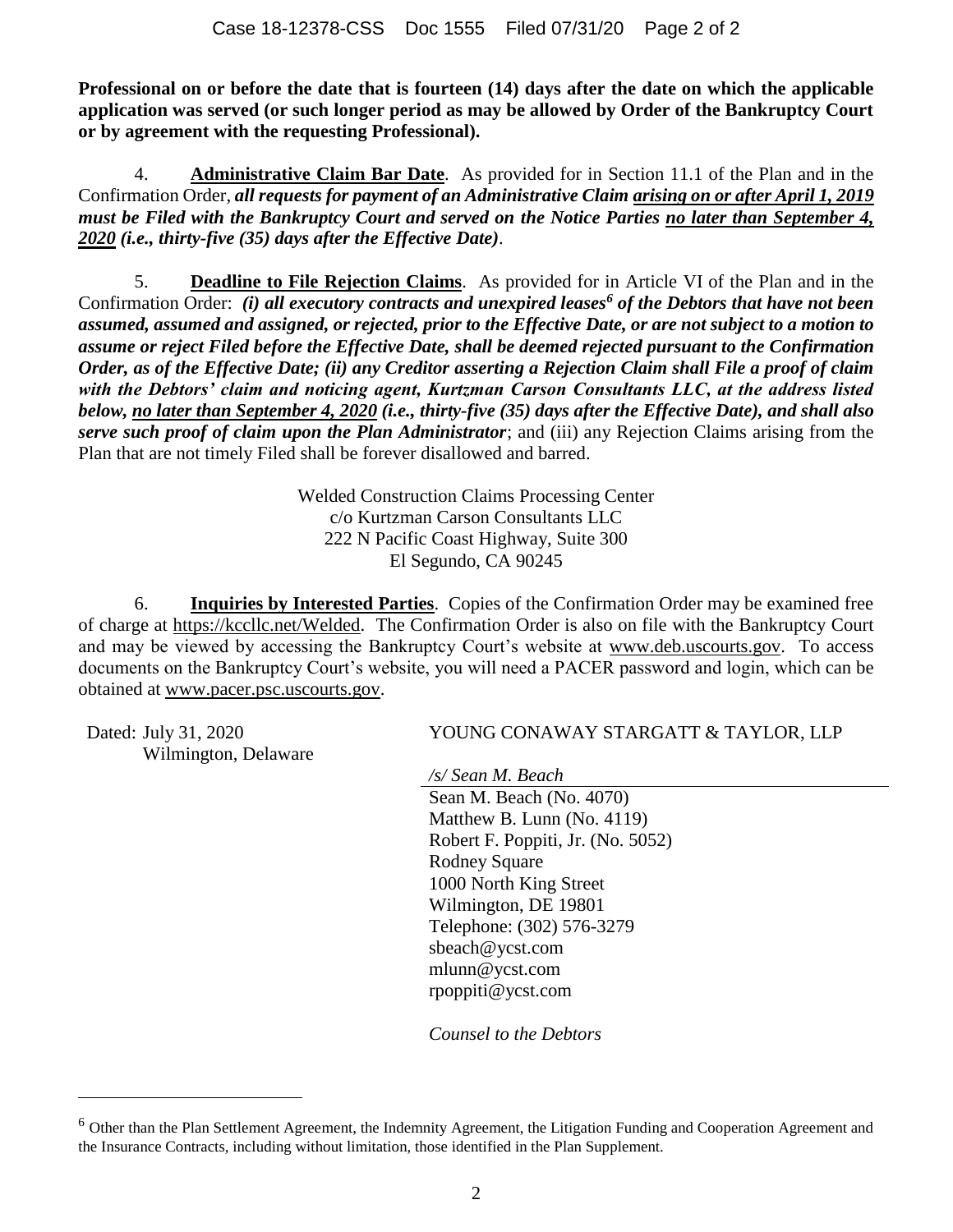**Professional on or before the date that is fourteen (14) days after the date on which the applicable application was served (or such longer period as may be allowed by Order of the Bankruptcy Court or by agreement with the requesting Professional).**

4. **Administrative Claim Bar Date**. As provided for in Section 11.1 of the Plan and in the Confirmation Order, ***all requests for payment of an Administrative Claim arising on or after April 1, 2019 must be Filed with the Bankruptcy Court and served on the Notice Parties no later than September 4, 2020 (i.e., thirty-five (35) days after the Effective Date)***.

5. **Deadline to File Rejection Claims**. As provided for in Article VI of the Plan and in the Confirmation Order: ***(i) all executory contracts and unexpired leases[6] of the Debtors that have not been assumed, assumed and assigned, or rejected, prior to the Effective Date, or are not subject to a motion to assume or reject Filed before the Effective Date, shall be deemed rejected pursuant to the Confirmation Order, as of the Effective Date; (ii) any Creditor asserting a Rejection Claim shall File a proof of claim with the Debtors' claim and noticing agent, Kurtzman Carson Consultants LLC, at the address listed below, no later than September 4, 2020 (i.e., thirty-five (35) days after the Effective Date), and shall also serve such proof of claim upon the Plan Administrator***; and (iii) any Rejection Claims arising from the Plan that are not timely Filed shall be forever disallowed and barred.

Welded Construction Claims Processing Center
c/o Kurtzman Carson Consultants LLC
222 N Pacific Coast Highway, Suite 300
El Segundo, CA 90245

6. **Inquiries by Interested Parties**. Copies of the Confirmation Order may be examined free of charge at https://kccllc.net/Welded. The Confirmation Order is also on file with the Bankruptcy Court and may be viewed by accessing the Bankruptcy Court's website at www.deb.uscourts.gov. To access documents on the Bankruptcy Court's website, you will need a PACER password and login, which can be obtained at www.pacer.psc.uscourts.gov.

Dated: July 31, 2020
Wilmington, Delaware

YOUNG CONAWAY STARGATT & TAYLOR, LLP

*/s/ Sean M. Beach*
Sean M. Beach (No. 4070)
Matthew B. Lunn (No. 4119)
Robert F. Poppiti, Jr. (No. 5052)
Rodney Square
1000 North King Street
Wilmington, DE 19801
Telephone: (302) 576-3279
sbeach@ycst.com
mlunn@ycst.com
rpoppiti@ycst.com

*Counsel to the Debtors*

---

[6] Other than the Plan Settlement Agreement, the Indemnity Agreement, the Litigation Funding and Cooperation Agreement and the Insurance Contracts, including without limitation, those identified in the Plan Supplement.